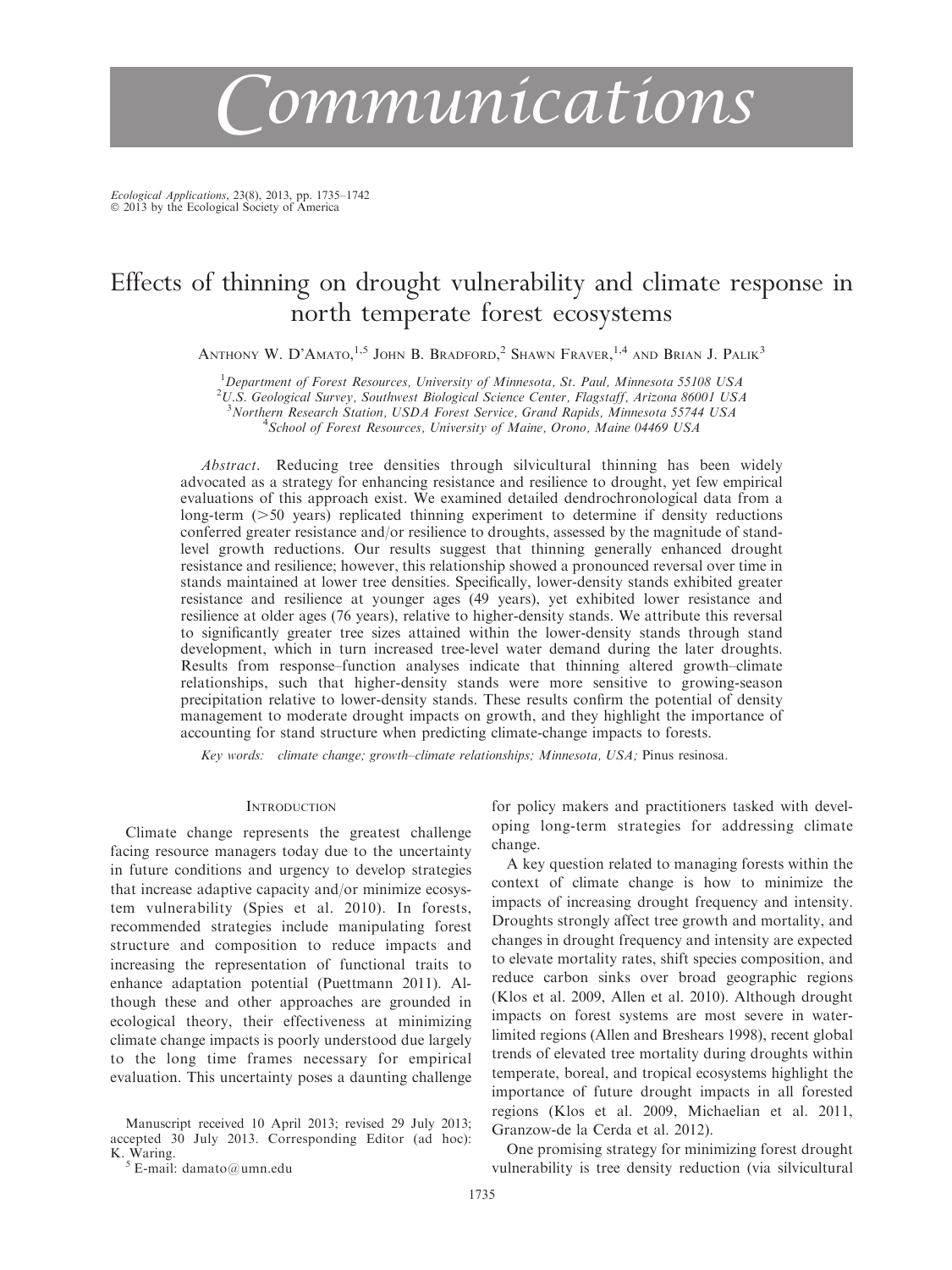# Communications

*Ecological Applications*, 23(8), 2013, pp. 1735–1742
© 2013 by the Ecological Society of America

# Effects of thinning on drought vulnerability and climate response in north temperate forest ecosystems

Anthony W. D'Amato,[1,5] John B. Bradford,[2] Shawn Fraver,[1,4] and Brian J. Palik[3]

[1]Department of Forest Resources, University of Minnesota, St. Paul, Minnesota 55108 USA
[2]U.S. Geological Survey, Southwest Biological Science Center, Flagstaff, Arizona 86001 USA
[3]Northern Research Station, USDA Forest Service, Grand Rapids, Minnesota 55744 USA
[4]School of Forest Resources, University of Maine, Orono, Maine 04469 USA

*Abstract*. Reducing tree densities through silvicultural thinning has been widely advocated as a strategy for enhancing resistance and resilience to drought, yet few empirical evaluations of this approach exist. We examined detailed dendrochronological data from a long-term (>50 years) replicated thinning experiment to determine if density reductions conferred greater resistance and/or resilience to droughts, assessed by the magnitude of stand-level growth reductions. Our results suggest that thinning generally enhanced drought resistance and resilience; however, this relationship showed a pronounced reversal over time in stands maintained at lower tree densities. Specifically, lower-density stands exhibited greater resistance and resilience at younger ages (49 years), yet exhibited lower resistance and resilience at older ages (76 years), relative to higher-density stands. We attribute this reversal to significantly greater tree sizes attained within the lower-density stands through stand development, which in turn increased tree-level water demand during the later droughts. Results from response–function analyses indicate that thinning altered growth–climate relationships, such that higher-density stands were more sensitive to growing-season precipitation relative to lower-density stands. These results confirm the potential of density management to moderate drought impacts on growth, and they highlight the importance of accounting for stand structure when predicting climate-change impacts to forests.

*Key words:* climate change; growth–climate relationships; Minnesota, USA; *Pinus resinosa*.

## Introduction

Climate change represents the greatest challenge facing resource managers today due to the uncertainty in future conditions and urgency to develop strategies that increase adaptive capacity and/or minimize ecosystem vulnerability (Spies et al. 2010). In forests, recommended strategies include manipulating forest structure and composition to reduce impacts and increasing the representation of functional traits to enhance adaptation potential (Puettmann 2011). Although these and other approaches are grounded in ecological theory, their effectiveness at minimizing climate change impacts is poorly understood due largely to the long time frames necessary for empirical evaluation. This uncertainty poses a daunting challenge for policy makers and practitioners tasked with developing long-term strategies for addressing climate change.

A key question related to managing forests within the context of climate change is how to minimize the impacts of increasing drought frequency and intensity. Droughts strongly affect tree growth and mortality, and changes in drought frequency and intensity are expected to elevate mortality rates, shift species composition, and reduce carbon sinks over broad geographic regions (Klos et al. 2009, Allen et al. 2010). Although drought impacts on forest systems are most severe in water-limited regions (Allen and Breshears 1998), recent global trends of elevated tree mortality during droughts within temperate, boreal, and tropical ecosystems highlight the importance of future drought impacts in all forested regions (Klos et al. 2009, Michaelian et al. 2011, Granzow-de la Cerda et al. 2012).

One promising strategy for minimizing forest drought vulnerability is tree density reduction (via silvicultural

Manuscript received 10 April 2013; revised 29 July 2013; accepted 30 July 2013. Corresponding Editor (ad hoc): K. Waring.

[5] E-mail: damato@umn.edu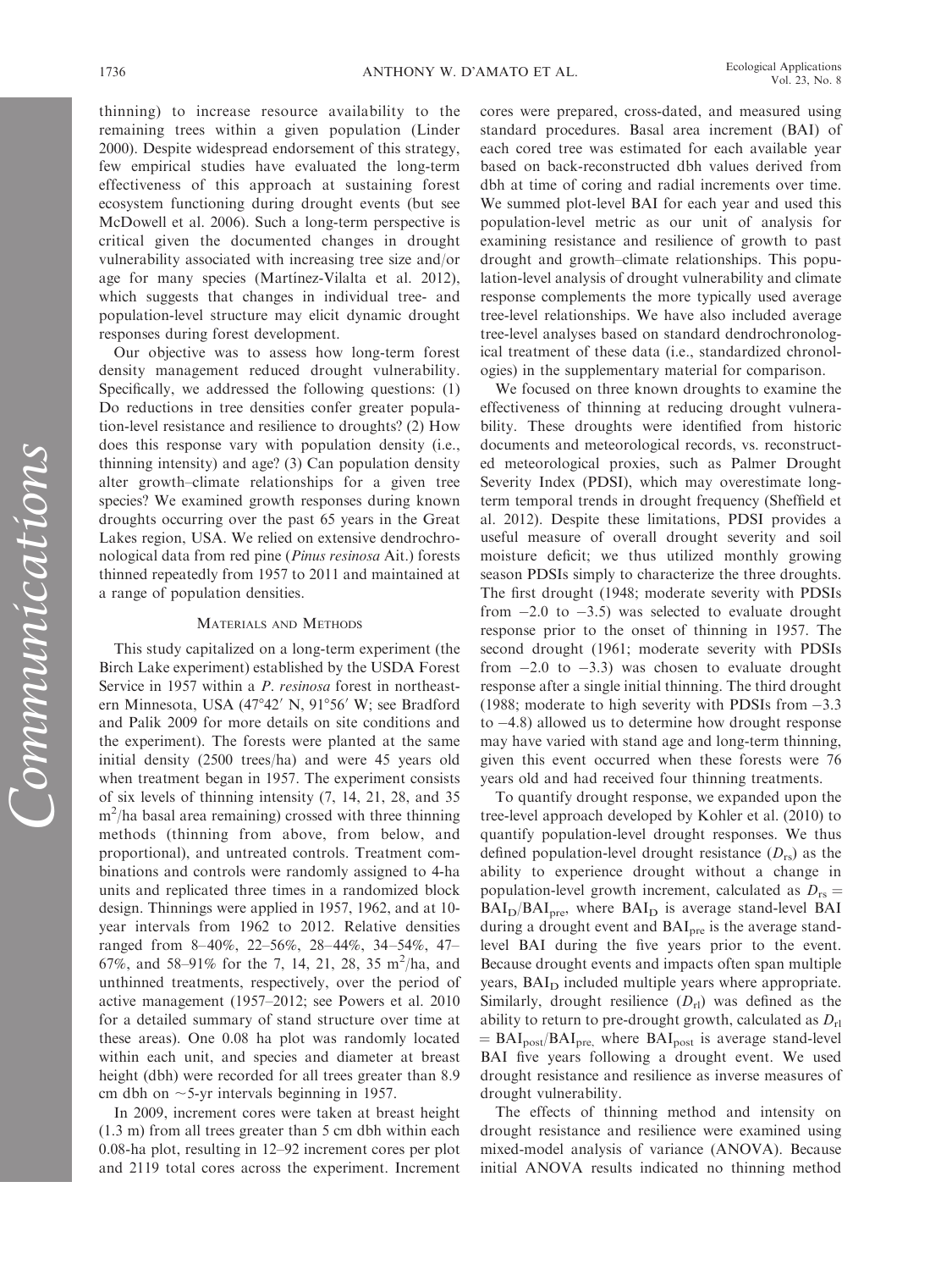thinning) to increase resource availability to the remaining trees within a given population (Linder 2000). Despite widespread endorsement of this strategy, few empirical studies have evaluated the long-term effectiveness of this approach at sustaining forest ecosystem functioning during drought events (but see McDowell et al. 2006). Such a long-term perspective is critical given the documented changes in drought vulnerability associated with increasing tree size and/or age for many species (Martínez-Vilalta et al. 2012), which suggests that changes in individual tree- and population-level structure may elicit dynamic drought responses during forest development.

Our objective was to assess how long-term forest density management reduced drought vulnerability. Specifically, we addressed the following questions: (1) Do reductions in tree densities confer greater population-level resistance and resilience to droughts? (2) How does this response vary with population density (i.e., thinning intensity) and age? (3) Can population density alter growth–climate relationships for a given tree species? We examined growth responses during known droughts occurring over the past 65 years in the Great Lakes region, USA. We relied on extensive dendrochronological data from red pine (*Pinus resinosa* Ait.) forests thinned repeatedly from 1957 to 2011 and maintained at a range of population densities.

## Materials and Methods

This study capitalized on a long-term experiment (the Birch Lake experiment) established by the USDA Forest Service in 1957 within a *P. resinosa* forest in northeastern Minnesota, USA (47°42′ N, 91°56′ W; see Bradford and Palik 2009 for more details on site conditions and the experiment). The forests were planted at the same initial density (2500 trees/ha) and were 45 years old when treatment began in 1957. The experiment consists of six levels of thinning intensity (7, 14, 21, 28, and 35 $m^2$/ha basal area remaining) crossed with three thinning methods (thinning from above, from below, and proportional), and untreated controls. Treatment combinations and controls were randomly assigned to 4-ha units and replicated three times in a randomized block design. Thinnings were applied in 1957, 1962, and at 10-year intervals from 1962 to 2012. Relative densities ranged from 8–40%, 22–56%, 28–44%, 34–54%, 47–67%, and 58–91% for the 7, 14, 21, 28, 35 $m^2$/ha, and unthinned treatments, respectively, over the period of active management (1957–2012; see Powers et al. 2010 for a detailed summary of stand structure over time at these areas). One 0.08 ha plot was randomly located within each unit, and species and diameter at breast height (dbh) were recorded for all trees greater than 8.9 cm dbh on ~5-yr intervals beginning in 1957.

In 2009, increment cores were taken at breast height (1.3 m) from all trees greater than 5 cm dbh within each 0.08-ha plot, resulting in 12–92 increment cores per plot and 2119 total cores across the experiment. Increment cores were prepared, cross-dated, and measured using standard procedures. Basal area increment (BAI) of each cored tree was estimated for each available year based on back-reconstructed dbh values derived from dbh at time of coring and radial increments over time. We summed plot-level BAI for each year and used this population-level metric as our unit of analysis for examining resistance and resilience of growth to past drought and growth–climate relationships. This population-level analysis of drought vulnerability and climate response complements the more typically used average tree-level relationships. We have also included average tree-level analyses based on standard dendrochronological treatment of these data (i.e., standardized chronologies) in the supplementary material for comparison.

We focused on three known droughts to examine the effectiveness of thinning at reducing drought vulnerability. These droughts were identified from historic documents and meteorological records, vs. reconstructed meteorological proxies, such as Palmer Drought Severity Index (PDSI), which may overestimate long-term temporal trends in drought frequency (Sheffield et al. 2012). Despite these limitations, PDSI provides a useful measure of overall drought severity and soil moisture deficit; we thus utilized monthly growing season PDSIs simply to characterize the three droughts. The first drought (1948; moderate severity with PDSIs from −2.0 to −3.5) was selected to evaluate drought response prior to the onset of thinning in 1957. The second drought (1961; moderate severity with PDSIs from −2.0 to −3.3) was chosen to evaluate drought response after a single initial thinning. The third drought (1988; moderate to high severity with PDSIs from −3.3 to −4.8) allowed us to determine how drought response may have varied with stand age and long-term thinning, given this event occurred when these forests were 76 years old and had received four thinning treatments.

To quantify drought response, we expanded upon the tree-level approach developed by Kohler et al. (2010) to quantify population-level drought responses. We thus defined population-level drought resistance ($D_{rs}$) as the ability to experience drought without a change in population-level growth increment, calculated as $D_{rs} = BAI_D/BAI_{pre}$, where $BAI_D$ is average stand-level BAI during a drought event and $BAI_{pre}$ is the average stand-level BAI during the five years prior to the event. Because drought events and impacts often span multiple years, $BAI_D$ included multiple years where appropriate. Similarly, drought resilience ($D_{rl}$) was defined as the ability to return to pre-drought growth, calculated as $D_{rl} = BAI_{post}/BAI_{pre}$, where $BAI_{post}$ is average stand-level BAI five years following a drought event. We used drought resistance and resilience as inverse measures of drought vulnerability.

The effects of thinning method and intensity on drought resistance and resilience were examined using mixed-model analysis of variance (ANOVA). Because initial ANOVA results indicated no thinning method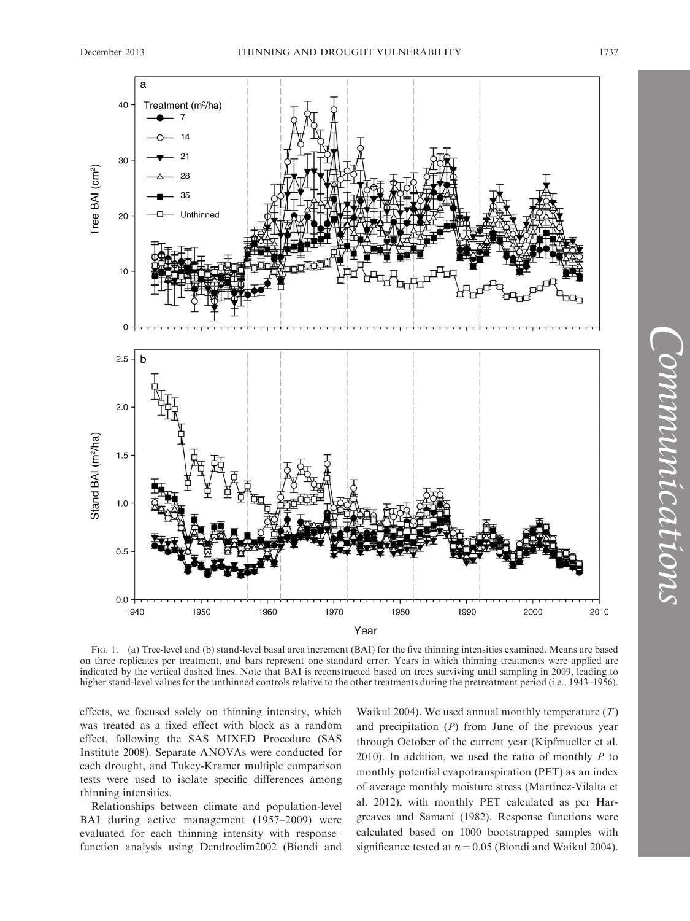FIG. 1. (a) Tree-level and (b) stand-level basal area increment (BAI) for the five thinning intensities examined. Means are based on three replicates per treatment, and bars represent one standard error. Years in which thinning treatments were applied are indicated by the vertical dashed lines. Note that BAI is reconstructed based on trees surviving until sampling in 2009, leading to higher stand-level values for the unthinned controls relative to the other treatments during the pretreatment period (i.e., 1943–1956).

effects, we focused solely on thinning intensity, which was treated as a fixed effect with block as a random effect, following the SAS MIXED Procedure (SAS Institute 2008). Separate ANOVAs were conducted for each drought, and Tukey-Kramer multiple comparison tests were used to isolate specific differences among thinning intensities.

Relationships between climate and population-level BAI during active management (1957–2009) were evaluated for each thinning intensity with response–function analysis using Dendroclim2002 (Biondi and Waikul 2004). We used annual monthly temperature ($T$) and precipitation ($P$) from June of the previous year through October of the current year (Kipfmueller et al. 2010). In addition, we used the ratio of monthly $P$ to monthly potential evapotranspiration (PET) as an index of average monthly moisture stress (Martínez-Vilalta et al. 2012), with monthly PET calculated as per Hargreaves and Samani (1982). Response functions were calculated based on 1000 bootstrapped samples with significance tested at $\alpha = 0.05$ (Biondi and Waikul 2004).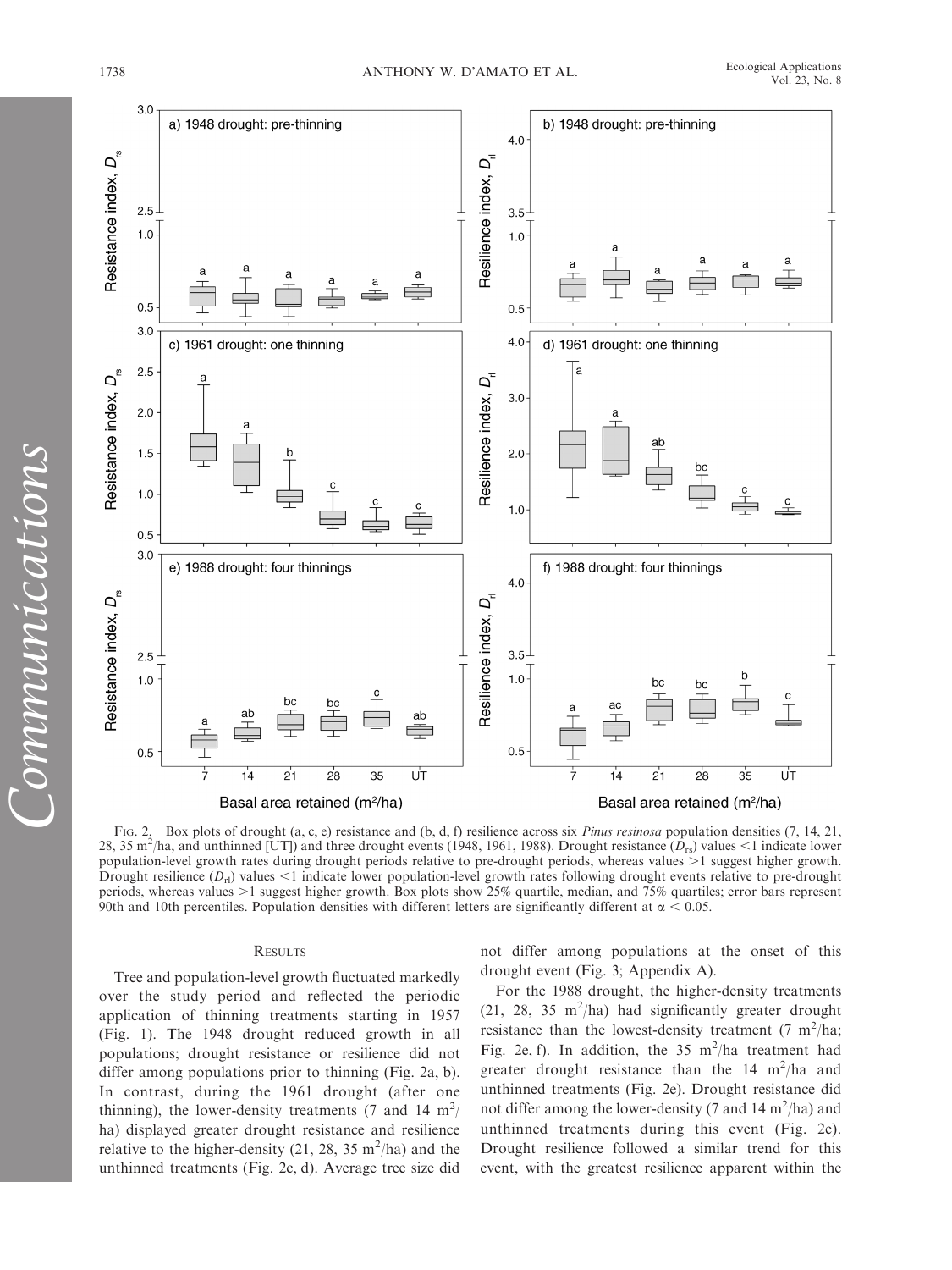FIG. 2. Box plots of drought (a, c, e) resistance and (b, d, f) resilience across six *Pinus resinosa* population densities (7, 14, 21, 28, 35 $m^2$/ha, and unthinned [UT]) and three drought events (1948, 1961, 1988). Drought resistance ($D_{rs}$) values <1 indicate lower population-level growth rates during drought periods relative to pre-drought periods, whereas values >1 suggest higher growth. Drought resilience ($D_{rl}$) values <1 indicate lower population-level growth rates following drought events relative to pre-drought periods, whereas values >1 suggest higher growth. Box plots show 25% quartile, median, and 75% quartiles; error bars represent 90th and 10th percentiles. Population densities with different letters are significantly different at $\alpha < 0.05$.

## RESULTS

Tree and population-level growth fluctuated markedly over the study period and reflected the periodic application of thinning treatments starting in 1957 (Fig. 1). The 1948 drought reduced growth in all populations; drought resistance or resilience did not differ among populations prior to thinning (Fig. 2a, b). In contrast, during the 1961 drought (after one thinning), the lower-density treatments (7 and 14 $m^2$/ha) displayed greater drought resistance and resilience relative to the higher-density (21, 28, 35 $m^2$/ha) and the unthinned treatments (Fig. 2c, d). Average tree size did not differ among populations at the onset of this drought event (Fig. 3; Appendix A).

For the 1988 drought, the higher-density treatments (21, 28, 35 $m^2$/ha) had significantly greater drought resistance than the lowest-density treatment (7 $m^2$/ha; Fig. 2e, f). In addition, the 35 $m^2$/ha treatment had greater drought resistance than the 14 $m^2$/ha and unthinned treatments (Fig. 2e). Drought resistance did not differ among the lower-density (7 and 14 $m^2$/ha) and unthinned treatments during this event (Fig. 2e). Drought resilience followed a similar trend for this event, with the greatest resilience apparent within the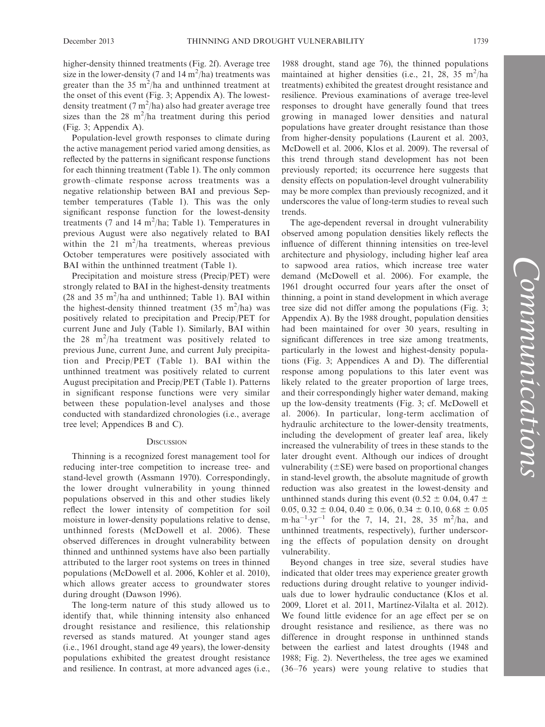higher-density thinned treatments (Fig. 2f). Average tree size in the lower-density (7 and 14 $m^2$/ha) treatments was greater than the 35 $m^2$/ha and unthinned treatment at the onset of this event (Fig. 3; Appendix A). The lowest-density treatment (7 $m^2$/ha) also had greater average tree sizes than the 28 $m^2$/ha treatment during this period (Fig. 3; Appendix A).

Population-level growth responses to climate during the active management period varied among densities, as reflected by the patterns in significant response functions for each thinning treatment (Table 1). The only common growth–climate response across treatments was a negative relationship between BAI and previous September temperatures (Table 1). This was the only significant response function for the lowest-density treatments (7 and 14 $m^2$/ha; Table 1). Temperatures in previous August were also negatively related to BAI within the 21 $m^2$/ha treatments, whereas previous October temperatures were positively associated with BAI within the unthinned treatment (Table 1).

Precipitation and moisture stress (Precip/PET) were strongly related to BAI in the highest-density treatments (28 and 35 $m^2$/ha and unthinned; Table 1). BAI within the highest-density thinned treatment (35 $m^2$/ha) was positively related to precipitation and Precip/PET for current June and July (Table 1). Similarly, BAI within the 28 $m^2$/ha treatment was positively related to previous June, current June, and current July precipitation and Precip/PET (Table 1). BAI within the unthinned treatment was positively related to current August precipitation and Precip/PET (Table 1). Patterns in significant response functions were very similar between these population-level analyses and those conducted with standardized chronologies (i.e., average tree level; Appendices B and C).

## Discussion

Thinning is a recognized forest management tool for reducing inter-tree competition to increase tree- and stand-level growth (Assmann 1970). Correspondingly, the lower drought vulnerability in young thinned populations observed in this and other studies likely reflect the lower intensity of competition for soil moisture in lower-density populations relative to dense, unthinned forests (McDowell et al. 2006). These observed differences in drought vulnerability between thinned and unthinned systems have also been partially attributed to the larger root systems on trees in thinned populations (McDowell et al. 2006, Kohler et al. 2010), which allows greater access to groundwater stores during drought (Dawson 1996).

The long-term nature of this study allowed us to identify that, while thinning intensity also enhanced drought resistance and resilience, this relationship reversed as stands matured. At younger stand ages (i.e., 1961 drought, stand age 49 years), the lower-density populations exhibited the greatest drought resistance and resilience. In contrast, at more advanced ages (i.e., 1988 drought, stand age 76), the thinned populations maintained at higher densities (i.e., 21, 28, 35 $m^2$/ha treatments) exhibited the greatest drought resistance and resilience. Previous examinations of average tree-level responses to drought have generally found that trees growing in managed lower densities and natural populations have greater drought resistance than those from higher-density populations (Laurent et al. 2003, McDowell et al. 2006, Klos et al. 2009). The reversal of this trend through stand development has not been previously reported; its occurrence here suggests that density effects on population-level drought vulnerability may be more complex than previously recognized, and it underscores the value of long-term studies to reveal such trends.

The age-dependent reversal in drought vulnerability observed among population densities likely reflects the influence of different thinning intensities on tree-level architecture and physiology, including higher leaf area to sapwood area ratios, which increase tree water demand (McDowell et al. 2006). For example, the 1961 drought occurred four years after the onset of thinning, a point in stand development in which average tree size did not differ among the populations (Fig. 3; Appendix A). By the 1988 drought, population densities had been maintained for over 30 years, resulting in significant differences in tree size among treatments, particularly in the lowest and highest-density populations (Fig. 3; Appendices A and D). The differential response among populations to this later event was likely related to the greater proportion of large trees, and their correspondingly higher water demand, making up the low-density treatments (Fig. 3; cf. McDowell et al. 2006). In particular, long-term acclimation of hydraulic architecture to the lower-density treatments, including the development of greater leaf area, likely increased the vulnerability of trees in these stands to the later drought event. Although our indices of drought vulnerability ($\pm$SE) were based on proportional changes in stand-level growth, the absolute magnitude of growth reduction was also greatest in the lowest-density and unthinned stands during this event ($0.52 \pm 0.04$, $0.47 \pm 0.05$, $0.32 \pm 0.04$, $0.40 \pm 0.06$, $0.34 \pm 0.10$, $0.68 \pm 0.05$ $m \cdot ha^{-1} \cdot yr^{-1}$ for the 7, 14, 21, 28, 35 $m^2$/ha, and unthinned treatments, respectively), further underscoring the effects of population density on drought vulnerability.

Beyond changes in tree size, several studies have indicated that older trees may experience greater growth reductions during drought relative to younger individuals due to lower hydraulic conductance (Klos et al. 2009, Lloret et al. 2011, Martínez-Vilalta et al. 2012). We found little evidence for an age effect per se on drought resistance and resilience, as there was no difference in drought response in unthinned stands between the earliest and latest droughts (1948 and 1988; Fig. 2). Nevertheless, the tree ages we examined (36–76 years) were young relative to studies that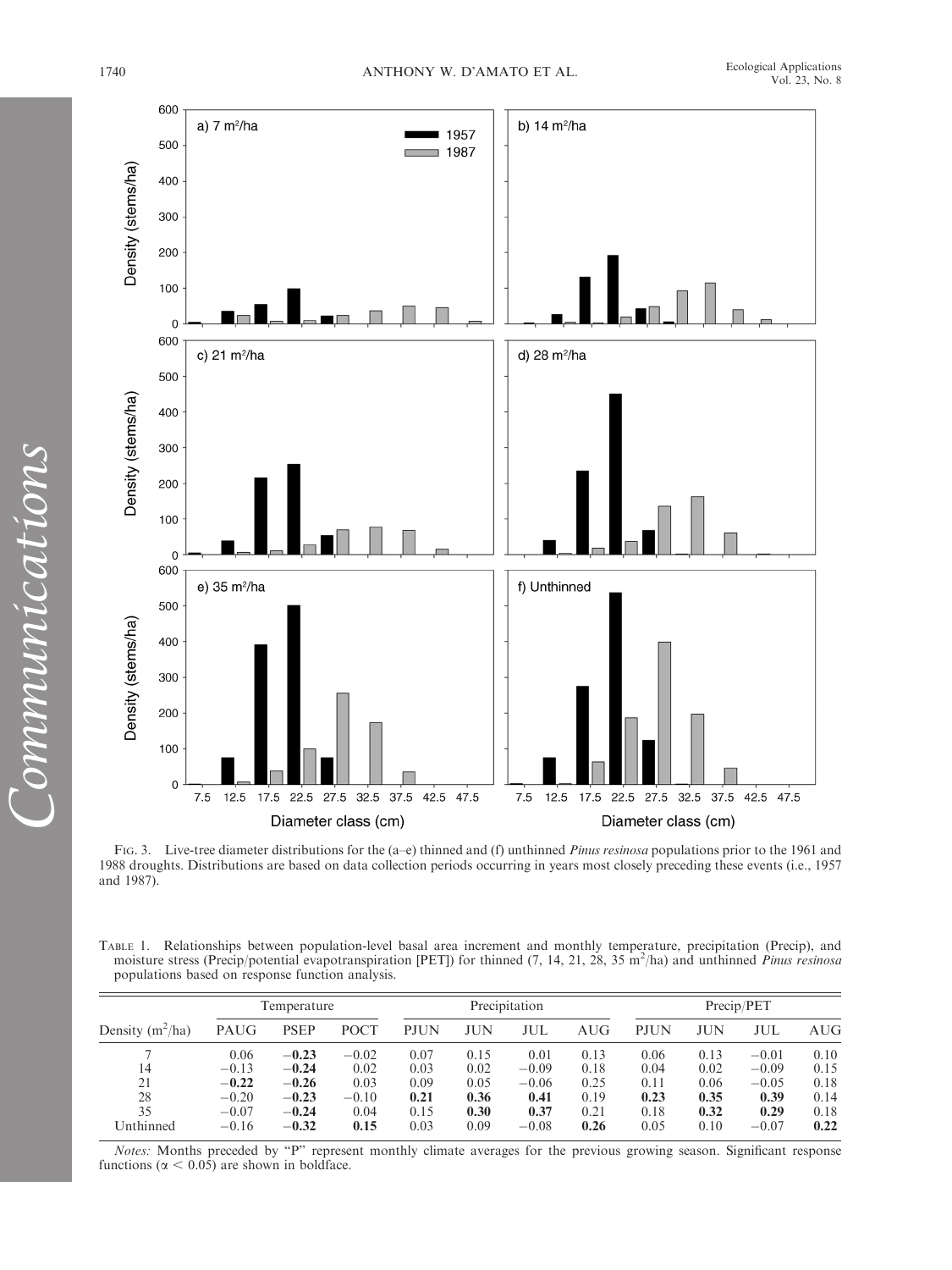FIG. 3. Live-tree diameter distributions for the (a–e) thinned and (f) unthinned *Pinus resinosa* populations prior to the 1961 and 1988 droughts. Distributions are based on data collection periods occurring in years most closely preceding these events (i.e., 1957 and 1987).

TABLE 1. Relationships between population-level basal area increment and monthly temperature, precipitation (Precip), and moisture stress (Precip/potential evapotranspiration [PET]) for thinned (7, 14, 21, 28, 35 $m^2$/ha) and unthinned *Pinus resinosa* populations based on response function analysis.

| Density ($m^2$/ha) | Temperature | | | Precipitation | | | | Precip/PET | | | |
|---|---|---|---|---|---|---|---|---|---|---|---|
| | PAUG | PSEP | POCT | PJUN | JUN | JUL | AUG | PJUN | JUN | JUL | AUG |
| 7 | 0.06 | **−0.23** | −0.02 | 0.07 | 0.15 | 0.01 | 0.13 | 0.06 | 0.13 | −0.01 | 0.10 |
| 14 | −0.13 | **−0.24** | 0.02 | 0.03 | 0.02 | −0.09 | 0.18 | 0.04 | 0.02 | −0.09 | 0.15 |
| 21 | **−0.22** | **−0.26** | 0.03 | 0.09 | 0.05 | −0.06 | 0.25 | 0.11 | 0.06 | −0.05 | 0.18 |
| 28 | −0.20 | **−0.23** | −0.10 | **0.21** | **0.36** | **0.41** | 0.19 | **0.23** | **0.35** | **0.39** | 0.14 |
| 35 | −0.07 | **−0.24** | 0.04 | 0.15 | **0.30** | **0.37** | 0.21 | 0.18 | **0.32** | **0.29** | 0.18 |
| Unthinned | −0.16 | **−0.32** | **0.15** | 0.03 | 0.09 | −0.08 | **0.26** | 0.05 | 0.10 | −0.07 | **0.22** |

*Notes:* Months preceded by "P" represent monthly climate averages for the previous growing season. Significant response functions ($\alpha < 0.05$) are shown in boldface.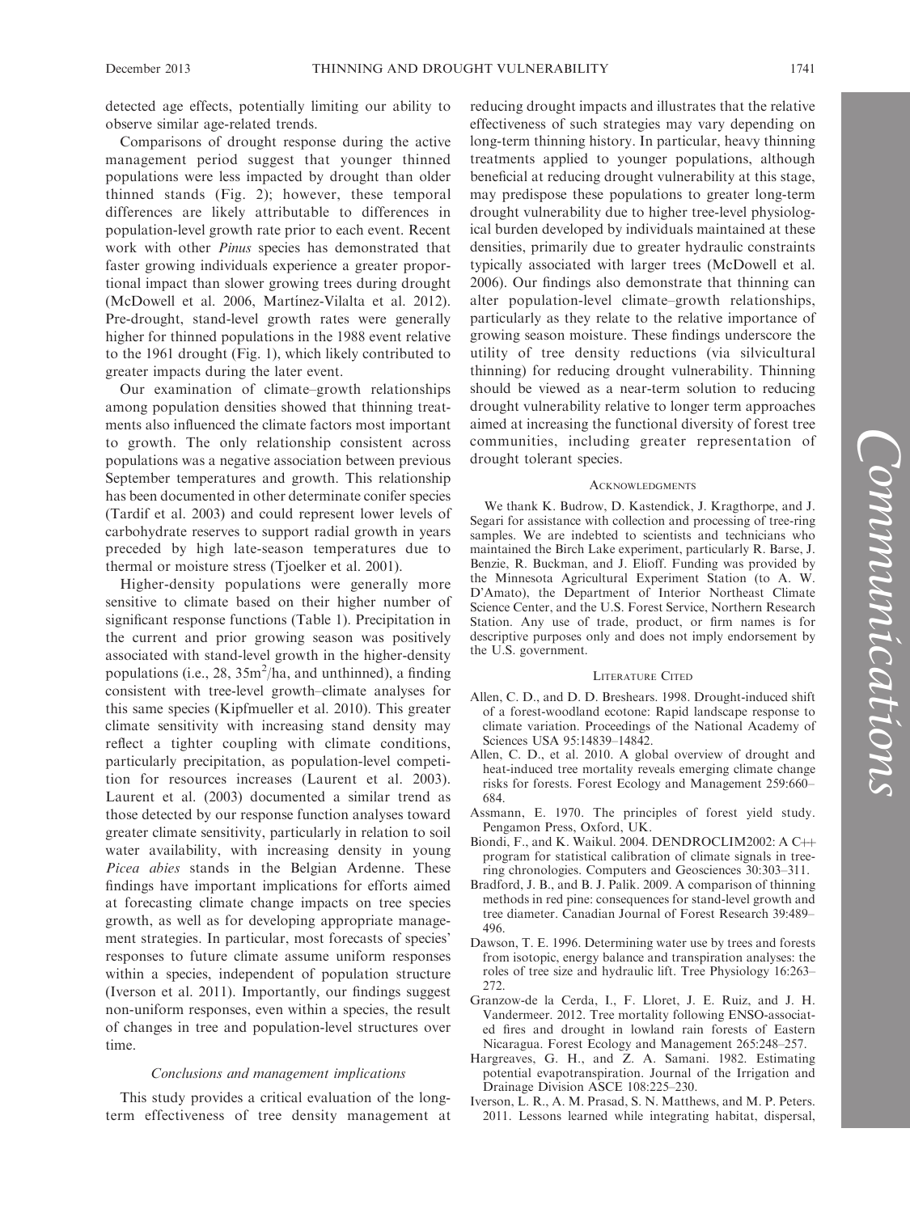detected age effects, potentially limiting our ability to observe similar age-related trends.

Comparisons of drought response during the active management period suggest that younger thinned populations were less impacted by drought than older thinned stands (Fig. 2); however, these temporal differences are likely attributable to differences in population-level growth rate prior to each event. Recent work with other *Pinus* species has demonstrated that faster growing individuals experience a greater proportional impact than slower growing trees during drought (McDowell et al. 2006, Martínez-Vilalta et al. 2012). Pre-drought, stand-level growth rates were generally higher for thinned populations in the 1988 event relative to the 1961 drought (Fig. 1), which likely contributed to greater impacts during the later event.

Our examination of climate–growth relationships among population densities showed that thinning treatments also influenced the climate factors most important to growth. The only relationship consistent across populations was a negative association between previous September temperatures and growth. This relationship has been documented in other determinate conifer species (Tardif et al. 2003) and could represent lower levels of carbohydrate reserves to support radial growth in years preceded by high late-season temperatures due to thermal or moisture stress (Tjoelker et al. 2001).

Higher-density populations were generally more sensitive to climate based on their higher number of significant response functions (Table 1). Precipitation in the current and prior growing season was positively associated with stand-level growth in the higher-density populations (i.e., 28, 35m$^2$/ha, and unthinned), a finding consistent with tree-level growth–climate analyses for this same species (Kipfmueller et al. 2010). This greater climate sensitivity with increasing stand density may reflect a tighter coupling with climate conditions, particularly precipitation, as population-level competition for resources increases (Laurent et al. 2003). Laurent et al. (2003) documented a similar trend as those detected by our response function analyses toward greater climate sensitivity, particularly in relation to soil water availability, with increasing density in young *Picea abies* stands in the Belgian Ardenne. These findings have important implications for efforts aimed at forecasting climate change impacts on tree species growth, as well as for developing appropriate management strategies. In particular, most forecasts of species' responses to future climate assume uniform responses within a species, independent of population structure (Iverson et al. 2011). Importantly, our findings suggest non-uniform responses, even within a species, the result of changes in tree and population-level structures over time.

### Conclusions and management implications

This study provides a critical evaluation of the long-term effectiveness of tree density management at reducing drought impacts and illustrates that the relative effectiveness of such strategies may vary depending on long-term thinning history. In particular, heavy thinning treatments applied to younger populations, although beneficial at reducing drought vulnerability at this stage, may predispose these populations to greater long-term drought vulnerability due to higher tree-level physiological burden developed by individuals maintained at these densities, primarily due to greater hydraulic constraints typically associated with larger trees (McDowell et al. 2006). Our findings also demonstrate that thinning can alter population-level climate–growth relationships, particularly as they relate to the relative importance of growing season moisture. These findings underscore the utility of tree density reductions (via silvicultural thinning) for reducing drought vulnerability. Thinning should be viewed as a near-term solution to reducing drought vulnerability relative to longer term approaches aimed at increasing the functional diversity of forest tree communities, including greater representation of drought tolerant species.

### Acknowledgments

We thank K. Budrow, D. Kastendick, J. Kragthorpe, and J. Segari for assistance with collection and processing of tree-ring samples. We are indebted to scientists and technicians who maintained the Birch Lake experiment, particularly R. Barse, J. Benzie, R. Buckman, and J. Elioff. Funding was provided by the Minnesota Agricultural Experiment Station (to A. W. D'Amato), the Department of Interior Northeast Climate Science Center, and the U.S. Forest Service, Northern Research Station. Any use of trade, product, or firm names is for descriptive purposes only and does not imply endorsement by the U.S. government.

### Literature Cited

Allen, C. D., and D. D. Breshears. 1998. Drought-induced shift of a forest-woodland ecotone: Rapid landscape response to climate variation. Proceedings of the National Academy of Sciences USA 95:14839–14842.

Allen, C. D., et al. 2010. A global overview of drought and heat-induced tree mortality reveals emerging climate change risks for forests. Forest Ecology and Management 259:660–684.

Assmann, E. 1970. The principles of forest yield study. Pengamon Press, Oxford, UK.

Biondi, F., and K. Waikul. 2004. DENDROCLIM2002: A C++ program for statistical calibration of climate signals in tree-ring chronologies. Computers and Geosciences 30:303–311.

Bradford, J. B., and B. J. Palik. 2009. A comparison of thinning methods in red pine: consequences for stand-level growth and tree diameter. Canadian Journal of Forest Research 39:489–496.

Dawson, T. E. 1996. Determining water use by trees and forests from isotopic, energy balance and transpiration analyses: the roles of tree size and hydraulic lift. Tree Physiology 16:263–272.

Granzow-de la Cerda, I., F. Lloret, J. E. Ruiz, and J. H. Vandermeer. 2012. Tree mortality following ENSO-associated fires and drought in lowland rain forests of Eastern Nicaragua. Forest Ecology and Management 265:248–257.

Hargreaves, G. H., and Z. A. Samani. 1982. Estimating potential evapotranspiration. Journal of the Irrigation and Drainage Division ASCE 108:225–230.

Iverson, L. R., A. M. Prasad, S. N. Matthews, and M. P. Peters. 2011. Lessons learned while integrating habitat, dispersal,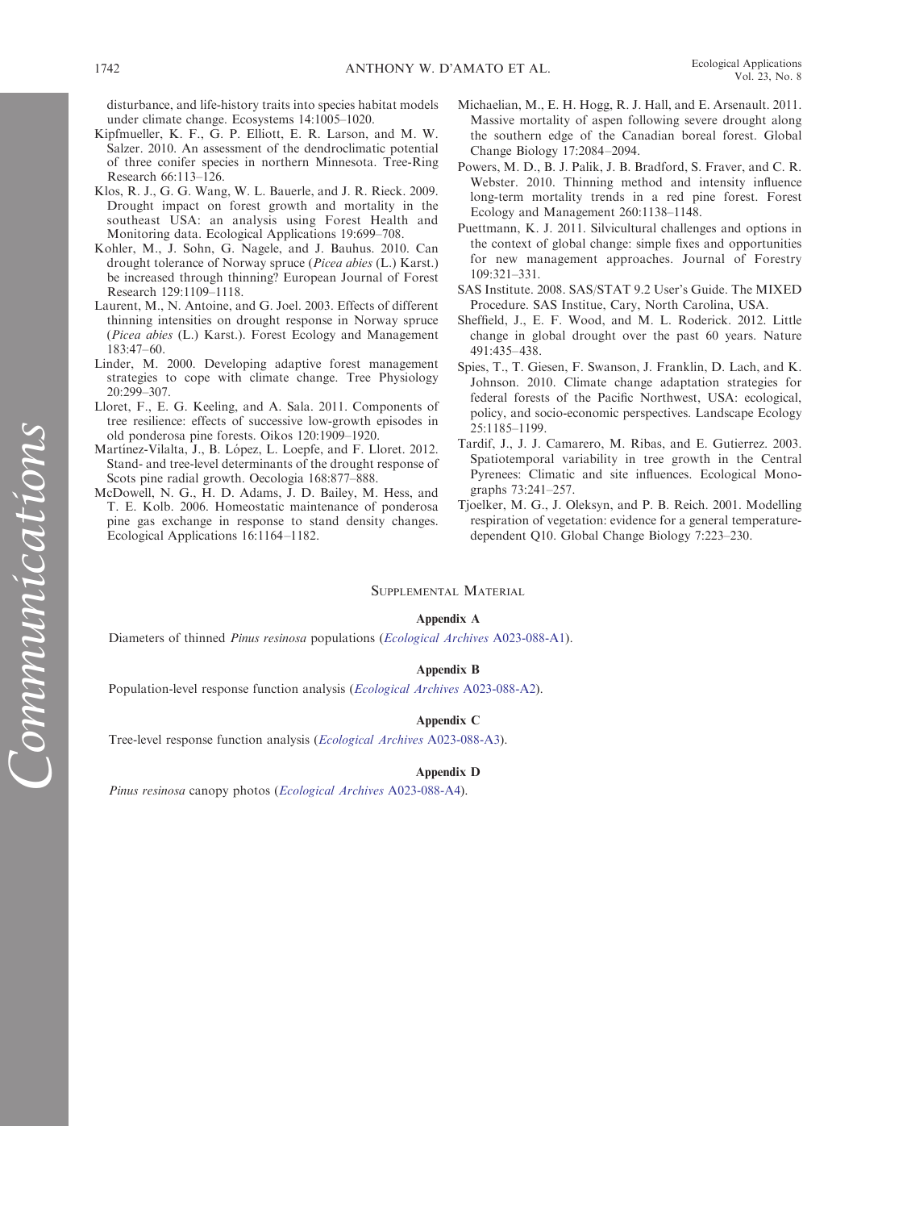disturbance, and life-history traits into species habitat models under climate change. Ecosystems 14:1005–1020.

Kipfmueller, K. F., G. P. Elliott, E. R. Larson, and M. W. Salzer. 2010. An assessment of the dendroclimatic potential of three conifer species in northern Minnesota. Tree-Ring Research 66:113–126.

Klos, R. J., G. G. Wang, W. L. Bauerle, and J. R. Rieck. 2009. Drought impact on forest growth and mortality in the southeast USA: an analysis using Forest Health and Monitoring data. Ecological Applications 19:699–708.

Kohler, M., J. Sohn, G. Nagele, and J. Bauhus. 2010. Can drought tolerance of Norway spruce (*Picea abies* (L.) Karst.) be increased through thinning? European Journal of Forest Research 129:1109–1118.

Laurent, M., N. Antoine, and G. Joel. 2003. Effects of different thinning intensities on drought response in Norway spruce (*Picea abies* (L.) Karst.). Forest Ecology and Management 183:47–60.

Linder, M. 2000. Developing adaptive forest management strategies to cope with climate change. Tree Physiology 20:299–307.

Lloret, F., E. G. Keeling, and A. Sala. 2011. Components of tree resilience: effects of successive low-growth episodes in old ponderosa pine forests. Oikos 120:1909–1920.

Martinez-Vilalta, J., B. López, L. Loepfe, and F. Lloret. 2012. Stand- and tree-level determinants of the drought response of Scots pine radial growth. Oecologia 168:877–888.

McDowell, N. G., H. D. Adams, J. D. Bailey, M. Hess, and T. E. Kolb. 2006. Homeostatic maintenance of ponderosa pine gas exchange in response to stand density changes. Ecological Applications 16:1164–1182.

Michaelian, M., E. H. Hogg, R. J. Hall, and E. Arsenault. 2011. Massive mortality of aspen following severe drought along the southern edge of the Canadian boreal forest. Global Change Biology 17:2084–2094.

Powers, M. D., B. J. Palik, J. B. Bradford, S. Fraver, and C. R. Webster. 2010. Thinning method and intensity influence long-term mortality trends in a red pine forest. Forest Ecology and Management 260:1138–1148.

Puettmann, K. J. 2011. Silvicultural challenges and options in the context of global change: simple fixes and opportunities for new management approaches. Journal of Forestry 109:321–331.

SAS Institute. 2008. SAS/STAT 9.2 User's Guide. The MIXED Procedure. SAS Institue, Cary, North Carolina, USA.

Sheffield, J., E. F. Wood, and M. L. Roderick. 2012. Little change in global drought over the past 60 years. Nature 491:435–438.

Spies, T., T. Giesen, F. Swanson, J. Franklin, D. Lach, and K. Johnson. 2010. Climate change adaptation strategies for federal forests of the Pacific Northwest, USA: ecological, policy, and socio-economic perspectives. Landscape Ecology 25:1185–1199.

Tardif, J., J. J. Camarero, M. Ribas, and E. Gutierrez. 2003. Spatiotemporal variability in tree growth in the Central Pyrenees: Climatic and site influences. Ecological Monographs 73:241–257.

Tjoelker, M. G., J. Oleksyn, and P. B. Reich. 2001. Modelling respiration of vegetation: evidence for a general temperature-dependent Q10. Global Change Biology 7:223–230.

## Supplemental Material

### Appendix A

Diameters of thinned *Pinus resinosa* populations (*Ecological Archives* A023-088-A1).

### Appendix B

Population-level response function analysis (*Ecological Archives* A023-088-A2).

### Appendix C

Tree-level response function analysis (*Ecological Archives* A023-088-A3).

### Appendix D

*Pinus resinosa* canopy photos (*Ecological Archives* A023-088-A4).